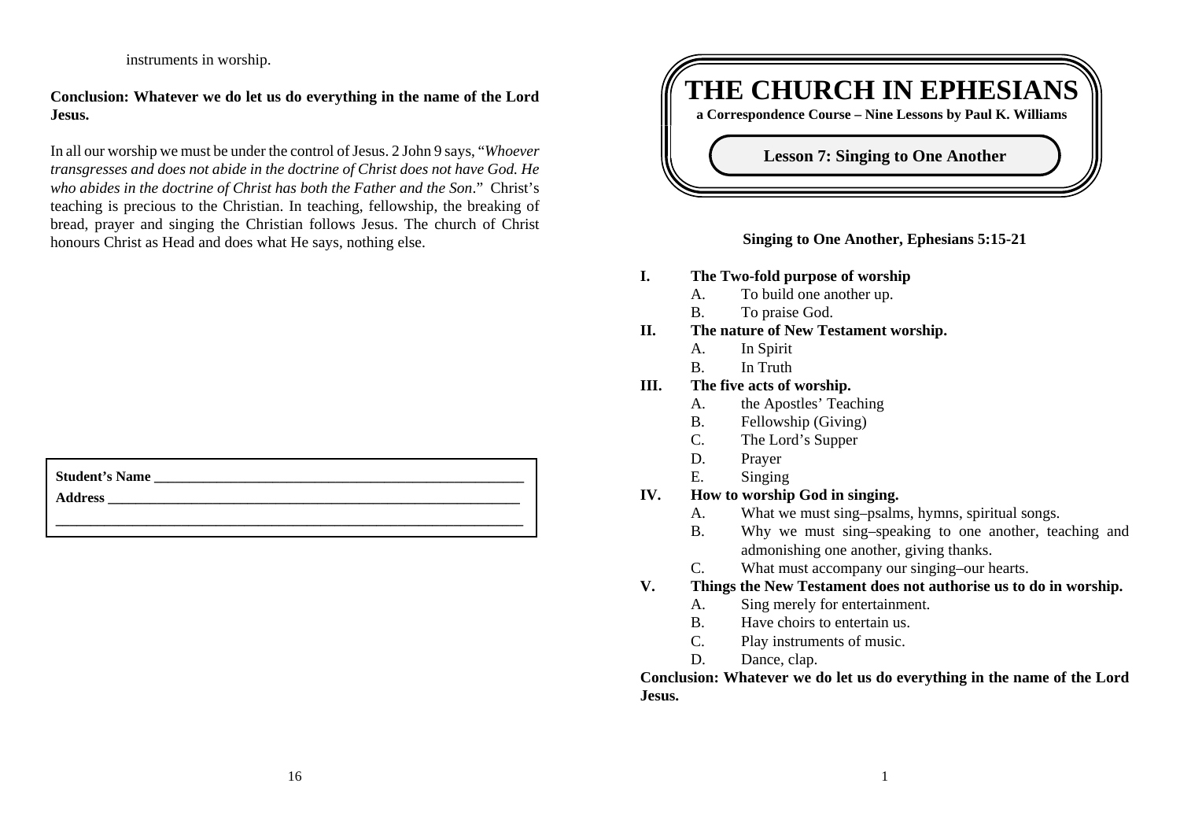instruments in worship.

**Conclusion: Whatever we do let us do everything in the name of the Lord Jesus.**

In all our worship we must be under the control of Jesus. 2 John 9 says, "*Whoever transgresses and does not abide in the doctrine of Christ does not have God. He who abides in the doctrine of Christ has both the Father and the Son*." Christ's teaching is precious to the Christian. In teaching, fellowship, the breaking of bread, prayer and singing the Christian follows Jesus. The church of Christ honours Christ as Head and does what He says, nothing else.

**Student's Name** _______________________________________________

**Address** _____________________________________________________

_______________________________________________________________

# THE CHURCH IN EPHESIANS

**a Correspondence Course – Nine Lessons by Paul K. Williams**

## Lesson 7: Singing to One Another

**Singing to One Another, Ephesians 5:15-21**

**I. The Two-fold purpose of worship**
- A. To build one another up.
- B. To praise God.

**II. The nature of New Testament worship.**
- A. In Spirit
- B. In Truth

**III. The five acts of worship.**
- A. the Apostles' Teaching
- B. Fellowship (Giving)
- C. The Lord's Supper
- D. Prayer
- E. Singing

**IV. How to worship God in singing.**
- A. What we must sing–psalms, hymns, spiritual songs.
- B. Why we must sing–speaking to one another, teaching and admonishing one another, giving thanks.
- C. What must accompany our singing–our hearts.

**V. Things the New Testament does not authorise us to do in worship.**
- A. Sing merely for entertainment.
- B. Have choirs to entertain us.
- C. Play instruments of music.
- D. Dance, clap.

**Conclusion: Whatever we do let us do everything in the name of the Lord Jesus.**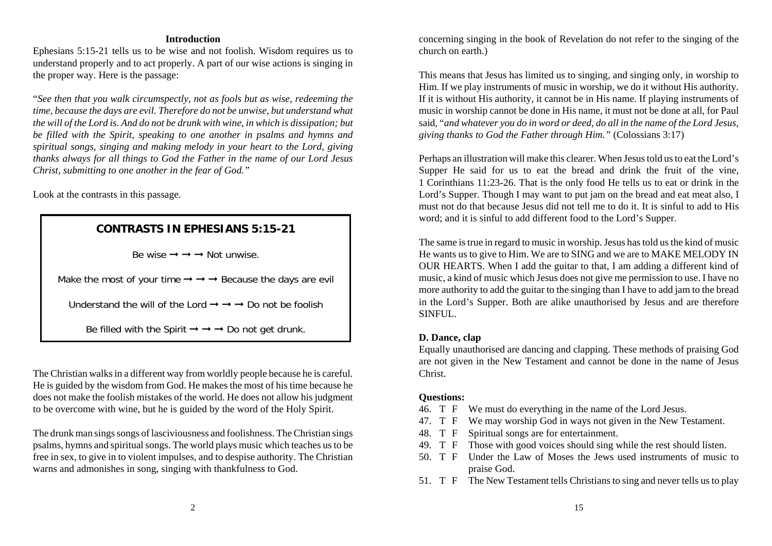## Introduction

Ephesians 5:15-21 tells us to be wise and not foolish. Wisdom requires us to understand properly and to act properly. A part of our wise actions is singing in the proper way. Here is the passage:

"*See then that you walk circumspectly, not as fools but as wise, redeeming the time, because the days are evil. Therefore do not be unwise, but understand what the will of the Lord is. And do not be drunk with wine, in which is dissipation; but be filled with the Spirit, speaking to one another in psalms and hymns and spiritual songs, singing and making melody in your heart to the Lord, giving thanks always for all things to God the Father in the name of our Lord Jesus Christ, submitting to one another in the fear of God.*"

Look at the contrasts in this passage.

**CONTRASTS IN EPHESIANS 5:15-21**

Be wise → → → Not unwise.

Make the most of your time → → → Because the days are evil

Understand the will of the Lord → → → Do not be foolish

Be filled with the Spirit → → → Do not get drunk.

The Christian walks in a different way from worldly people because he is careful. He is guided by the wisdom from God. He makes the most of his time because he does not make the foolish mistakes of the world. He does not allow his judgment to be overcome with wine, but he is guided by the word of the Holy Spirit.

The drunk man sings songs of lasciviousness and foolishness. The Christian sings psalms, hymns and spiritual songs. The world plays music which teaches us to be free in sex, to give in to violent impulses, and to despise authority. The Christian warns and admonishes in song, singing with thankfulness to God.

concerning singing in the book of Revelation do not refer to the singing of the church on earth.)

This means that Jesus has limited us to singing, and singing only, in worship to Him. If we play instruments of music in worship, we do it without His authority. If it is without His authority, it cannot be in His name. If playing instruments of music in worship cannot be done in His name, it must not be done at all, for Paul said, "*and whatever you do in word or deed, do all in the name of the Lord Jesus, giving thanks to God the Father through Him.*" (Colossians 3:17)

Perhaps an illustration will make this clearer. When Jesus told us to eat the Lord's Supper He said for us to eat the bread and drink the fruit of the vine, 1 Corinthians 11:23-26. That is the only food He tells us to eat or drink in the Lord's Supper. Though I may want to put jam on the bread and eat meat also, I must not do that because Jesus did not tell me to do it. It is sinful to add to His word; and it is sinful to add different food to the Lord's Supper.

The same is true in regard to music in worship. Jesus has told us the kind of music He wants us to give to Him. We are to SING and we are to MAKE MELODY IN OUR HEARTS. When I add the guitar to that, I am adding a different kind of music, a kind of music which Jesus does not give me permission to use. I have no more authority to add the guitar to the singing than I have to add jam to the bread in the Lord's Supper. Both are alike unauthorised by Jesus and are therefore SINFUL.

### D. Dance, clap

Equally unauthorised are dancing and clapping. These methods of praising God are not given in the New Testament and cannot be done in the name of Jesus Christ.

**Questions:**

46. T F We must do everything in the name of the Lord Jesus.
47. T F We may worship God in ways not given in the New Testament.
48. T F Spiritual songs are for entertainment.
49. T F Those with good voices should sing while the rest should listen.
50. T F Under the Law of Moses the Jews used instruments of music to praise God.
51. T F The New Testament tells Christians to sing and never tells us to play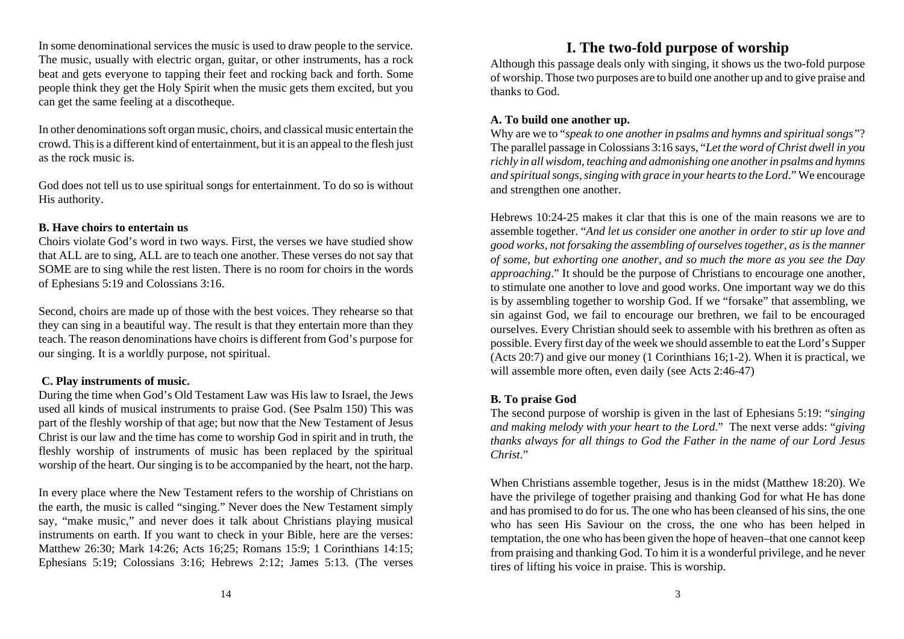In some denominational services the music is used to draw people to the service. The music, usually with electric organ, guitar, or other instruments, has a rock beat and gets everyone to tapping their feet and rocking back and forth. Some people think they get the Holy Spirit when the music gets them excited, but you can get the same feeling at a discotheque.

In other denominations soft organ music, choirs, and classical music entertain the crowd. This is a different kind of entertainment, but it is an appeal to the flesh just as the rock music is.

God does not tell us to use spiritual songs for entertainment. To do so is without His authority.

**B. Have choirs to entertain us**

Choirs violate God's word in two ways. First, the verses we have studied show that ALL are to sing, ALL are to teach one another. These verses do not say that SOME are to sing while the rest listen. There is no room for choirs in the words of Ephesians 5:19 and Colossians 3:16.

Second, choirs are made up of those with the best voices. They rehearse so that they can sing in a beautiful way. The result is that they entertain more than they teach. The reason denominations have choirs is different from God's purpose for our singing. It is a worldly purpose, not spiritual.

**C. Play instruments of music.**

During the time when God's Old Testament Law was His law to Israel, the Jews used all kinds of musical instruments to praise God. (See Psalm 150) This was part of the fleshly worship of that age; but now that the New Testament of Jesus Christ is our law and the time has come to worship God in spirit and in truth, the fleshly worship of instruments of music has been replaced by the spiritual worship of the heart. Our singing is to be accompanied by the heart, not the harp.

In every place where the New Testament refers to the worship of Christians on the earth, the music is called "singing." Never does the New Testament simply say, "make music," and never does it talk about Christians playing musical instruments on earth. If you want to check in your Bible, here are the verses: Matthew 26:30; Mark 14:26; Acts 16;25; Romans 15:9; 1 Corinthians 14:15; Ephesians 5:19; Colossians 3:16; Hebrews 2:12; James 5:13. (The verses

## I. The two-fold purpose of worship

Although this passage deals only with singing, it shows us the two-fold purpose of worship. Those two purposes are to build one another up and to give praise and thanks to God.

**A. To build one another up.**

Why are we to "*speak to one another in psalms and hymns and spiritual songs*"? The parallel passage in Colossians 3:16 says, "*Let the word of Christ dwell in you richly in all wisdom, teaching and admonishing one another in psalms and hymns and spiritual songs, singing with grace in your hearts to the Lord*." We encourage and strengthen one another.

Hebrews 10:24-25 makes it clar that this is one of the main reasons we are to assemble together. "*And let us consider one another in order to stir up love and good works, not forsaking the assembling of ourselves together, as is the manner of some, but exhorting one another, and so much the more as you see the Day approaching*." It should be the purpose of Christians to encourage one another, to stimulate one another to love and good works. One important way we do this is by assembling together to worship God. If we "forsake" that assembling, we sin against God, we fail to encourage our brethren, we fail to be encouraged ourselves. Every Christian should seek to assemble with his brethren as often as possible. Every first day of the week we should assemble to eat the Lord's Supper (Acts 20:7) and give our money (1 Corinthians 16;1-2). When it is practical, we will assemble more often, even daily (see Acts 2:46-47)

**B. To praise God**

The second purpose of worship is given in the last of Ephesians 5:19: "*singing and making melody with your heart to the Lord*." The next verse adds: "*giving thanks always for all things to God the Father in the name of our Lord Jesus Christ*."

When Christians assemble together, Jesus is in the midst (Matthew 18:20). We have the privilege of together praising and thanking God for what He has done and has promised to do for us. The one who has been cleansed of his sins, the one who has seen His Saviour on the cross, the one who has been helped in temptation, the one who has been given the hope of heaven–that one cannot keep from praising and thanking God. To him it is a wonderful privilege, and he never tires of lifting his voice in praise. This is worship.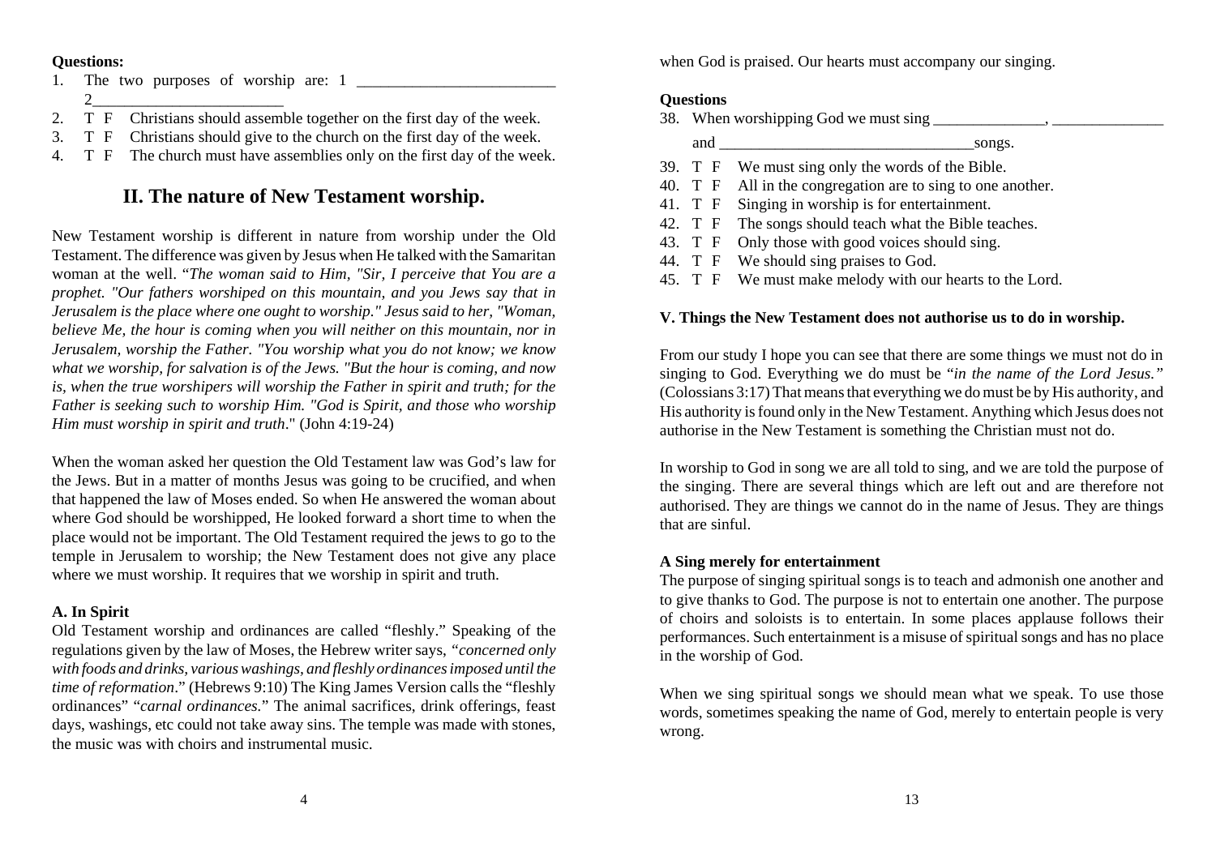**Questions:**

1. The two purposes of worship are: 1 ________________________
   2________________________
2. T F Christians should assemble together on the first day of the week.
3. T F Christians should give to the church on the first day of the week.
4. T F The church must have assemblies only on the first day of the week.

## II. The nature of New Testament worship.

New Testament worship is different in nature from worship under the Old Testament. The difference was given by Jesus when He talked with the Samaritan woman at the well. "*The woman said to Him, "Sir, I perceive that You are a prophet. "Our fathers worshiped on this mountain, and you Jews say that in Jerusalem is the place where one ought to worship." Jesus said to her, "Woman, believe Me, the hour is coming when you will neither on this mountain, nor in Jerusalem, worship the Father. "You worship what you do not know; we know what we worship, for salvation is of the Jews. "But the hour is coming, and now is, when the true worshipers will worship the Father in spirit and truth; for the Father is seeking such to worship Him. "God is Spirit, and those who worship Him must worship in spirit and truth*." (John 4:19-24)

When the woman asked her question the Old Testament law was God's law for the Jews. But in a matter of months Jesus was going to be crucified, and when that happened the law of Moses ended. So when He answered the woman about where God should be worshipped, He looked forward a short time to when the place would not be important. The Old Testament required the jews to go to the temple in Jerusalem to worship; the New Testament does not give any place where we must worship. It requires that we worship in spirit and truth.

### A. In Spirit

Old Testament worship and ordinances are called "fleshly." Speaking of the regulations given by the law of Moses, the Hebrew writer says, "*concerned only with foods and drinks, various washings, and fleshly ordinances imposed until the time of reformation*." (Hebrews 9:10) The King James Version calls the "fleshly ordinances" "*carnal ordinances.*" The animal sacrifices, drink offerings, feast days, washings, etc could not take away sins. The temple was made with stones, the music was with choirs and instrumental music.

when God is praised. Our hearts must accompany our singing.

**Questions**

38. When worshipping God we must sing ______________, ______________ and ________________________________songs.
39. T F We must sing only the words of the Bible.
40. T F All in the congregation are to sing to one another.
41. T F Singing in worship is for entertainment.
42. T F The songs should teach what the Bible teaches.
43. T F Only those with good voices should sing.
44. T F We should sing praises to God.
45. T F We must make melody with our hearts to the Lord.

### V. Things the New Testament does not authorise us to do in worship.

From our study I hope you can see that there are some things we must not do in singing to God. Everything we do must be "*in the name of the Lord Jesus.*" (Colossians 3:17) That means that everything we do must be by His authority, and His authority is found only in the New Testament. Anything which Jesus does not authorise in the New Testament is something the Christian must not do.

In worship to God in song we are all told to sing, and we are told the purpose of the singing. There are several things which are left out and are therefore not authorised. They are things we cannot do in the name of Jesus. They are things that are sinful.

**A Sing merely for entertainment**

The purpose of singing spiritual songs is to teach and admonish one another and to give thanks to God. The purpose is not to entertain one another. The purpose of choirs and soloists is to entertain. In some places applause follows their performances. Such entertainment is a misuse of spiritual songs and has no place in the worship of God.

When we sing spiritual songs we should mean what we speak. To use those words, sometimes speaking the name of God, merely to entertain people is very wrong.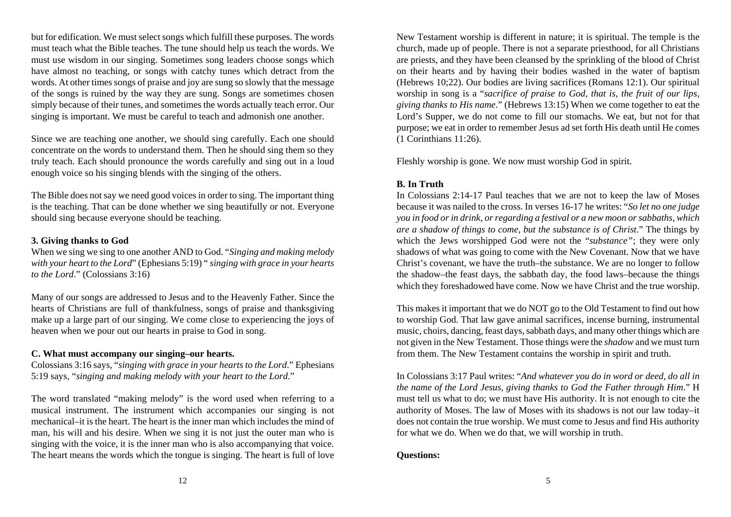but for edification. We must select songs which fulfill these purposes. The words must teach what the Bible teaches. The tune should help us teach the words. We must use wisdom in our singing. Sometimes song leaders choose songs which have almost no teaching, or songs with catchy tunes which detract from the words. At other times songs of praise and joy are sung so slowly that the message of the songs is ruined by the way they are sung. Songs are sometimes chosen simply because of their tunes, and sometimes the words actually teach error. Our singing is important. We must be careful to teach and admonish one another.

Since we are teaching one another, we should sing carefully. Each one should concentrate on the words to understand them. Then he should sing them so they truly teach. Each should pronounce the words carefully and sing out in a loud enough voice so his singing blends with the singing of the others.

The Bible does not say we need good voices in order to sing. The important thing is the teaching. That can be done whether we sing beautifully or not. Everyone should sing because everyone should be teaching.

**3. Giving thanks to God**

When we sing we sing to one another AND to God. "*Singing and making melody with your heart to the Lord*" (Ephesians 5:19) " *singing with grace in your hearts to the Lord*." (Colossians 3:16)

Many of our songs are addressed to Jesus and to the Heavenly Father. Since the hearts of Christians are full of thankfulness, songs of praise and thanksgiving make up a large part of our singing. We come close to experiencing the joys of heaven when we pour out our hearts in praise to God in song.

**C. What must accompany our singing–our hearts.**

Colossians 3:16 says, "*singing with grace in your hearts to the Lord*." Ephesians 5:19 says, "*singing and making melody with your heart to the Lord*."

The word translated "making melody" is the word used when referring to a musical instrument. The instrument which accompanies our singing is not mechanical–it is the heart. The heart is the inner man which includes the mind of man, his will and his desire. When we sing it is not just the outer man who is singing with the voice, it is the inner man who is also accompanying that voice. The heart means the words which the tongue is singing. The heart is full of love

New Testament worship is different in nature; it is spiritual. The temple is the church, made up of people. There is not a separate priesthood, for all Christians are priests, and they have been cleansed by the sprinkling of the blood of Christ on their hearts and by having their bodies washed in the water of baptism (Hebrews 10;22). Our bodies are living sacrifices (Romans 12:1). Our spiritual worship in song is a "*sacrifice of praise to God, that is, the fruit of our lips, giving thanks to His name*." (Hebrews 13:15) When we come together to eat the Lord's Supper, we do not come to fill our stomachs. We eat, but not for that purpose; we eat in order to remember Jesus ad set forth His death until He comes (1 Corinthians 11:26).

Fleshly worship is gone. We now must worship God in spirit.

**B. In Truth**

In Colossians 2:14-17 Paul teaches that we are not to keep the law of Moses because it was nailed to the cross. In verses 16-17 he writes: "*So let no one judge you in food or in drink, or regarding a festival or a new moon or sabbaths, which are a shadow of things to come, but the substance is of Christ*." The things by which the Jews worshipped God were not the "*substance"*; they were only shadows of what was going to come with the New Covenant. Now that we have Christ's covenant, we have the truth–the substance. We are no longer to follow the shadow–the feast days, the sabbath day, the food laws–because the things which they foreshadowed have come. Now we have Christ and the true worship.

This makes it important that we do NOT go to the Old Testament to find out how to worship God. That law gave animal sacrifices, incense burning, instrumental music, choirs, dancing, feast days, sabbath days, and many other things which are not given in the New Testament. Those things were the *shadow* and we must turn from them. The New Testament contains the worship in spirit and truth.

In Colossians 3:17 Paul writes: "*And whatever you do in word or deed, do all in the name of the Lord Jesus, giving thanks to God the Father through Him*." H must tell us what to do; we must have His authority. It is not enough to cite the authority of Moses. The law of Moses with its shadows is not our law today–it does not contain the true worship. We must come to Jesus and find His authority for what we do. When we do that, we will worship in truth.

**Questions:**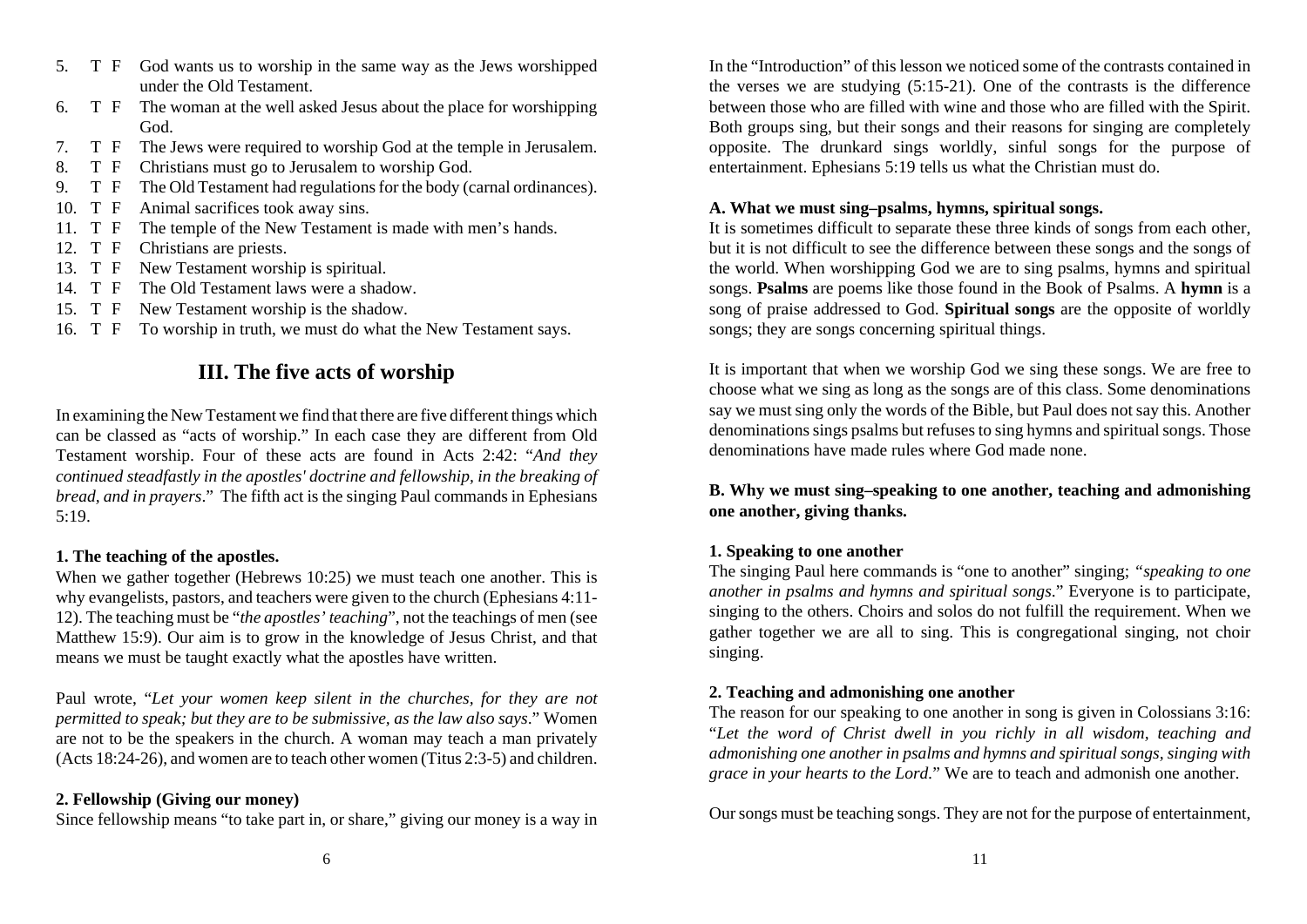5. T F God wants us to worship in the same way as the Jews worshipped under the Old Testament.
6. T F The woman at the well asked Jesus about the place for worshipping God.
7. T F The Jews were required to worship God at the temple in Jerusalem.
8. T F Christians must go to Jerusalem to worship God.
9. T F The Old Testament had regulations for the body (carnal ordinances).
10. T F Animal sacrifices took away sins.
11. T F The temple of the New Testament is made with men's hands.
12. T F Christians are priests.
13. T F New Testament worship is spiritual.
14. T F The Old Testament laws were a shadow.
15. T F New Testament worship is the shadow.
16. T F To worship in truth, we must do what the New Testament says.

## III. The five acts of worship

In examining the New Testament we find that there are five different things which can be classed as "acts of worship." In each case they are different from Old Testament worship. Four of these acts are found in Acts 2:42: "*And they continued steadfastly in the apostles' doctrine and fellowship, in the breaking of bread, and in prayers*." The fifth act is the singing Paul commands in Ephesians 5:19.

### 1. The teaching of the apostles.

When we gather together (Hebrews 10:25) we must teach one another. This is why evangelists, pastors, and teachers were given to the church (Ephesians 4:11-12). The teaching must be "*the apostles' teaching*", not the teachings of men (see Matthew 15:9). Our aim is to grow in the knowledge of Jesus Christ, and that means we must be taught exactly what the apostles have written.

Paul wrote, "*Let your women keep silent in the churches, for they are not permitted to speak; but they are to be submissive, as the law also says*." Women are not to be the speakers in the church. A woman may teach a man privately (Acts 18:24-26), and women are to teach other women (Titus 2:3-5) and children.

### 2. Fellowship (Giving our money)

Since fellowship means "to take part in, or share," giving our money is a way in

In the "Introduction" of this lesson we noticed some of the contrasts contained in the verses we are studying (5:15-21). One of the contrasts is the difference between those who are filled with wine and those who are filled with the Spirit. Both groups sing, but their songs and their reasons for singing are completely opposite. The drunkard sings worldly, sinful songs for the purpose of entertainment. Ephesians 5:19 tells us what the Christian must do.

### A. What we must sing–psalms, hymns, spiritual songs.

It is sometimes difficult to separate these three kinds of songs from each other, but it is not difficult to see the difference between these songs and the songs of the world. When worshipping God we are to sing psalms, hymns and spiritual songs. **Psalms** are poems like those found in the Book of Psalms. A **hymn** is a song of praise addressed to God. **Spiritual songs** are the opposite of worldly songs; they are songs concerning spiritual things.

It is important that when we worship God we sing these songs. We are free to choose what we sing as long as the songs are of this class. Some denominations say we must sing only the words of the Bible, but Paul does not say this. Another denominations sings psalms but refuses to sing hymns and spiritual songs. Those denominations have made rules where God made none.

### B. Why we must sing–speaking to one another, teaching and admonishing one another, giving thanks.

#### 1. Speaking to one another

The singing Paul here commands is "one to another" singing; "*speaking to one another in psalms and hymns and spiritual songs*." Everyone is to participate, singing to the others. Choirs and solos do not fulfill the requirement. When we gather together we are all to sing. This is congregational singing, not choir singing.

#### 2. Teaching and admonishing one another

The reason for our speaking to one another in song is given in Colossians 3:16: "*Let the word of Christ dwell in you richly in all wisdom, teaching and admonishing one another in psalms and hymns and spiritual songs, singing with grace in your hearts to the Lord*." We are to teach and admonish one another.

Our songs must be teaching songs. They are not for the purpose of entertainment,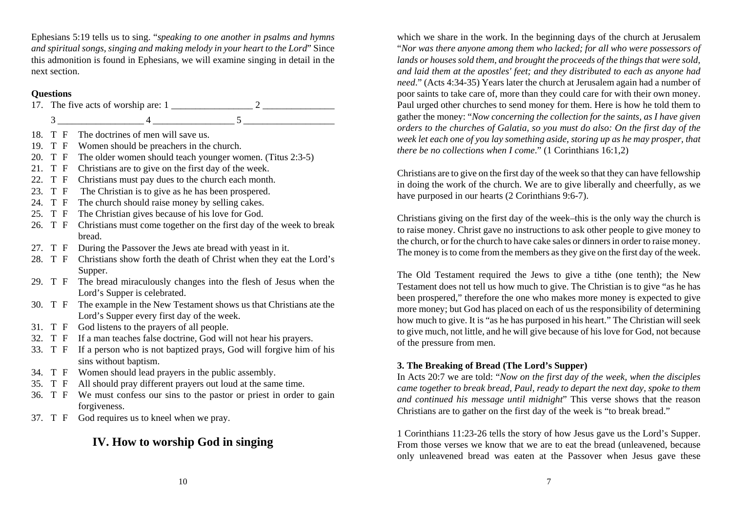Ephesians 5:19 tells us to sing. "*speaking to one another in psalms and hymns and spiritual songs, singing and making melody in your heart to the Lord*" Since this admonition is found in Ephesians, we will examine singing in detail in the next section.

**Questions**

17. The five acts of worship are: 1 ________________ 2 ______________ 3 _________________ 4 ________________ 5 __________________
18. T F The doctrines of men will save us.
19. T F Women should be preachers in the church.
20. T F The older women should teach younger women. (Titus 2:3-5)
21. T F Christians are to give on the first day of the week.
22. T F Christians must pay dues to the church each month.
23. T F The Christian is to give as he has been prospered.
24. T F The church should raise money by selling cakes.
25. T F The Christian gives because of his love for God.
26. T F Christians must come together on the first day of the week to break bread.
27. T F During the Passover the Jews ate bread with yeast in it.
28. T F Christians show forth the death of Christ when they eat the Lord's Supper.
29. T F The bread miraculously changes into the flesh of Jesus when the Lord's Supper is celebrated.
30. T F The example in the New Testament shows us that Christians ate the Lord's Supper every first day of the week.
31. T F God listens to the prayers of all people.
32. T F If a man teaches false doctrine, God will not hear his prayers.
33. T F If a person who is not baptized prays, God will forgive him of his sins without baptism.
34. T F Women should lead prayers in the public assembly.
35. T F All should pray different prayers out loud at the same time.
36. T F We must confess our sins to the pastor or priest in order to gain forgiveness.
37. T F God requires us to kneel when we pray.

## IV. How to worship God in singing

which we share in the work. In the beginning days of the church at Jerusalem "*Nor was there anyone among them who lacked; for all who were possessors of lands or houses sold them, and brought the proceeds of the things that were sold, and laid them at the apostles' feet; and they distributed to each as anyone had need*." (Acts 4:34-35) Years later the church at Jerusalem again had a number of poor saints to take care of, more than they could care for with their own money. Paul urged other churches to send money for them. Here is how he told them to gather the money: "*Now concerning the collection for the saints, as I have given orders to the churches of Galatia, so you must do also: On the first day of the week let each one of you lay something aside, storing up as he may prosper, that there be no collections when I come*." (1 Corinthians 16:1,2)

Christians are to give on the first day of the week so that they can have fellowship in doing the work of the church. We are to give liberally and cheerfully, as we have purposed in our hearts (2 Corinthians 9:6-7).

Christians giving on the first day of the week–this is the only way the church is to raise money. Christ gave no instructions to ask other people to give money to the church, or for the church to have cake sales or dinners in order to raise money. The money is to come from the members as they give on the first day of the week.

The Old Testament required the Jews to give a tithe (one tenth); the New Testament does not tell us how much to give. The Christian is to give "as he has been prospered," therefore the one who makes more money is expected to give more money; but God has placed on each of us the responsibility of determining how much to give. It is "as he has purposed in his heart." The Christian will seek to give much, not little, and he will give because of his love for God, not because of the pressure from men.

### 3. The Breaking of Bread (The Lord's Supper)

In Acts 20:7 we are told: "*Now on the first day of the week, when the disciples came together to break bread, Paul, ready to depart the next day, spoke to them and continued his message until midnight*" This verse shows that the reason Christians are to gather on the first day of the week is "to break bread."

1 Corinthians 11:23-26 tells the story of how Jesus gave us the Lord's Supper. From those verses we know that we are to eat the bread (unleavened, because only unleavened bread was eaten at the Passover when Jesus gave these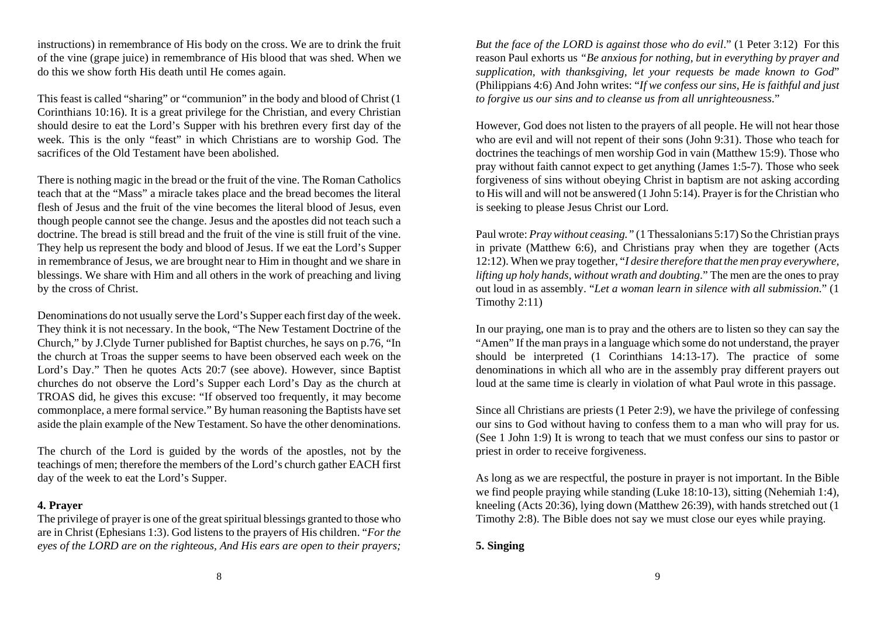instructions) in remembrance of His body on the cross. We are to drink the fruit of the vine (grape juice) in remembrance of His blood that was shed. When we do this we show forth His death until He comes again.

This feast is called "sharing" or "communion" in the body and blood of Christ (1 Corinthians 10:16). It is a great privilege for the Christian, and every Christian should desire to eat the Lord's Supper with his brethren every first day of the week. This is the only "feast" in which Christians are to worship God. The sacrifices of the Old Testament have been abolished.

There is nothing magic in the bread or the fruit of the vine. The Roman Catholics teach that at the "Mass" a miracle takes place and the bread becomes the literal flesh of Jesus and the fruit of the vine becomes the literal blood of Jesus, even though people cannot see the change. Jesus and the apostles did not teach such a doctrine. The bread is still bread and the fruit of the vine is still fruit of the vine. They help us represent the body and blood of Jesus. If we eat the Lord's Supper in remembrance of Jesus, we are brought near to Him in thought and we share in blessings. We share with Him and all others in the work of preaching and living by the cross of Christ.

Denominations do not usually serve the Lord's Supper each first day of the week. They think it is not necessary. In the book, "The New Testament Doctrine of the Church," by J.Clyde Turner published for Baptist churches, he says on p.76, "In the church at Troas the supper seems to have been observed each week on the Lord's Day." Then he quotes Acts 20:7 (see above). However, since Baptist churches do not observe the Lord's Supper each Lord's Day as the church at TROAS did, he gives this excuse: "If observed too frequently, it may become commonplace, a mere formal service." By human reasoning the Baptists have set aside the plain example of the New Testament. So have the other denominations.

The church of the Lord is guided by the words of the apostles, not by the teachings of men; therefore the members of the Lord's church gather EACH first day of the week to eat the Lord's Supper.

**4. Prayer**

The privilege of prayer is one of the great spiritual blessings granted to those who are in Christ (Ephesians 1:3). God listens to the prayers of His children. "*For the eyes of the LORD are on the righteous, And His ears are open to their prayers; But the face of the LORD is against those who do evil*." (1 Peter 3:12) For this reason Paul exhorts us *"Be anxious for nothing, but in everything by prayer and supplication, with thanksgiving, let your requests be made known to God*" (Philippians 4:6) And John writes: "*If we confess our sins, He is faithful and just to forgive us our sins and to cleanse us from all unrighteousness*."

However, God does not listen to the prayers of all people. He will not hear those who are evil and will not repent of their sons (John 9:31). Those who teach for doctrines the teachings of men worship God in vain (Matthew 15:9). Those who pray without faith cannot expect to get anything (James 1:5-7). Those who seek forgiveness of sins without obeying Christ in baptism are not asking according to His will and will not be answered (1 John 5:14). Prayer is for the Christian who is seeking to please Jesus Christ our Lord.

Paul wrote: *Pray without ceasing."* (1 Thessalonians 5:17) So the Christian prays in private (Matthew 6:6), and Christians pray when they are together (Acts 12:12). When we pray together, "*I desire therefore that the men pray everywhere, lifting up holy hands, without wrath and doubting*." The men are the ones to pray out loud in as assembly. "*Let a woman learn in silence with all submission*." (1 Timothy 2:11)

In our praying, one man is to pray and the others are to listen so they can say the "Amen" If the man prays in a language which some do not understand, the prayer should be interpreted (1 Corinthians 14:13-17). The practice of some denominations in which all who are in the assembly pray different prayers out loud at the same time is clearly in violation of what Paul wrote in this passage.

Since all Christians are priests (1 Peter 2:9), we have the privilege of confessing our sins to God without having to confess them to a man who will pray for us. (See 1 John 1:9) It is wrong to teach that we must confess our sins to pastor or priest in order to receive forgiveness.

As long as we are respectful, the posture in prayer is not important. In the Bible we find people praying while standing (Luke 18:10-13), sitting (Nehemiah 1:4), kneeling (Acts 20:36), lying down (Matthew 26:39), with hands stretched out (1 Timothy 2:8). The Bible does not say we must close our eyes while praying.

**5. Singing**